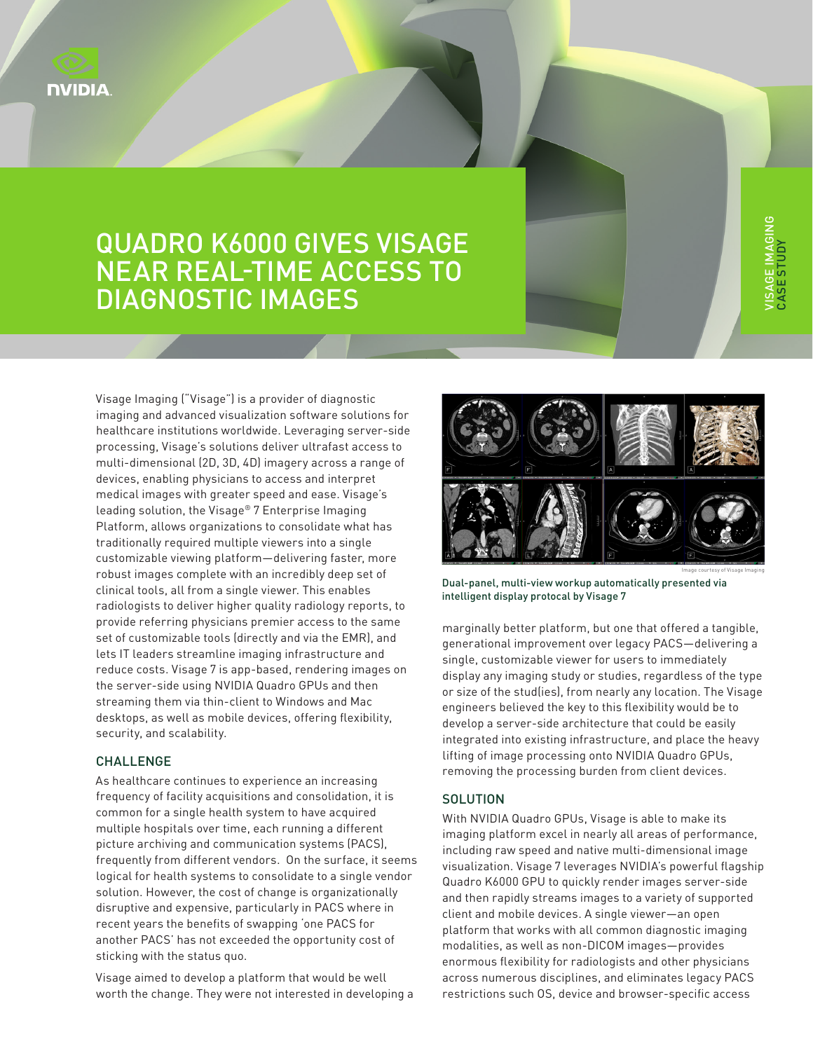# QUADRO K6000 GIVES VISAGE NEAR REAL-TIME ACCESS TO DIAGNOSTIC IMAGES

VISAGE IMAGING CASE STUDY

Visage Imaging ("Visage") is a provider of diagnostic imaging and advanced visualization software solutions for healthcare institutions worldwide. Leveraging server-side processing, Visage's solutions deliver ultrafast access to multi-dimensional (2D, 3D, 4D) imagery across a range of devices, enabling physicians to access and interpret medical images with greater speed and ease. Visage's leading solution, the Visage® 7 Enterprise Imaging Platform, allows organizations to consolidate what has traditionally required multiple viewers into a single customizable viewing platform—delivering faster, more robust images complete with an incredibly deep set of clinical tools, all from a single viewer. This enables radiologists to deliver higher quality radiology reports, to provide referring physicians premier access to the same set of customizable tools (directly and via the EMR), and lets IT leaders streamline imaging infrastructure and reduce costs. Visage 7 is app-based, rendering images on the server-side using NVIDIA Quadro GPUs and then streaming them via thin-client to Windows and Mac desktops, as well as mobile devices, offering flexibility, security, and scalability.

## CHALLENGE

As healthcare continues to experience an increasing frequency of facility acquisitions and consolidation, it is common for a single health system to have acquired multiple hospitals over time, each running a different picture archiving and communication systems (PACS), frequently from different vendors. On the surface, it seems logical for health systems to consolidate to a single vendor solution. However, the cost of change is organizationally disruptive and expensive, particularly in PACS where in recent years the benefits of swapping 'one PACS for another PACS' has not exceeded the opportunity cost of sticking with the status quo.

Visage aimed to develop a platform that would be well worth the change. They were not interested in developing a marginally better platform, but one that offered a tangible, generational improvement over legacy PACS—delivering a single, customizable viewer for users to immediately display any imaging study or studies, regardless of the type or size of the stud(ies), from nearly any location. The Visage engineers believed the key to this flexibility would be to develop a server-side architecture that could be easily integrated into existing infrastructure, and place the heavy lifting of image processing onto NVIDIA Quadro GPUs, removing the processing burden from client devices.

Image courtesy of Visage Imaging

Dual-panel, multi-view workup automatically presented via intelligent display protocal by Visage 7

## SOLUTION

With NVIDIA Quadro GPUs, Visage is able to make its imaging platform excel in nearly all areas of performance, including raw speed and native multi-dimensional image visualization. Visage 7 leverages NVIDIA's powerful flagship Quadro K6000 GPU to quickly render images server-side and then rapidly streams images to a variety of supported client and mobile devices. A single viewer—an open platform that works with all common diagnostic imaging modalities, as well as non-DICOM images—provides enormous flexibility for radiologists and other physicians across numerous disciplines, and eliminates legacy PACS restrictions such OS, device and browser-specific access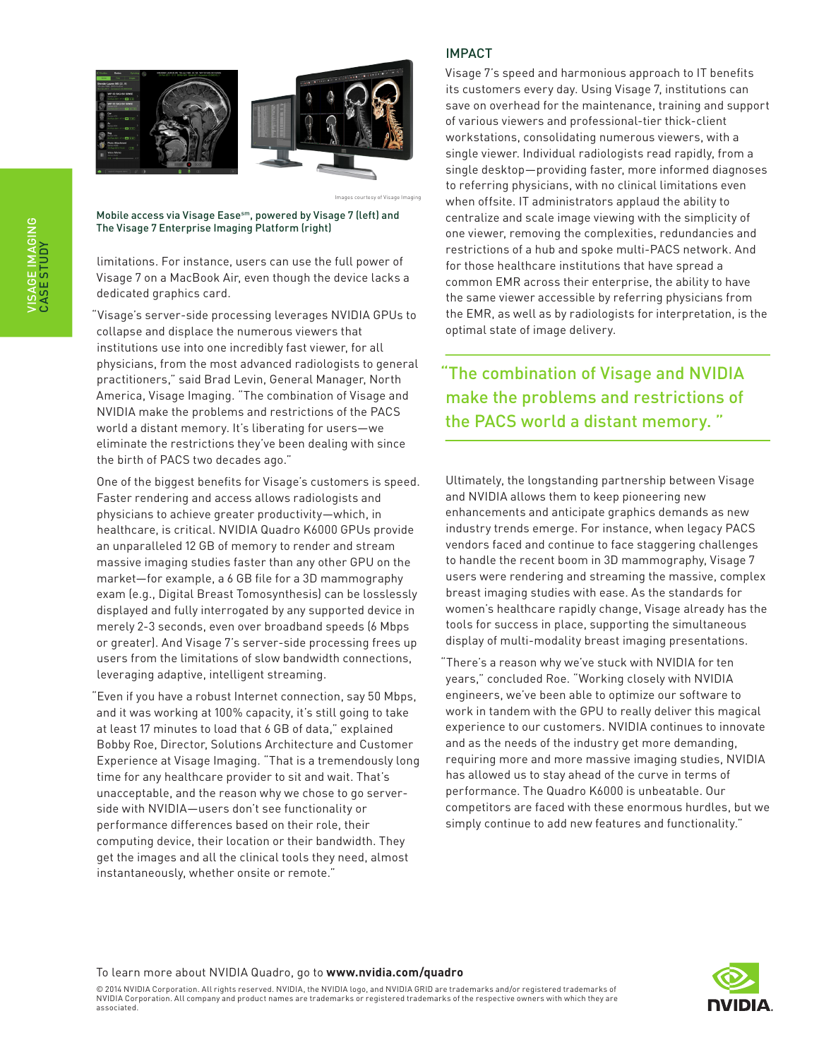Images courtesy of Visage Imaging

Mobile access via Visage Ease$^{sm}$, powered by Visage 7 (left) and The Visage 7 Enterprise Imaging Platform (right)

limitations. For instance, users can use the full power of Visage 7 on a MacBook Air, even though the device lacks a dedicated graphics card.

"Visage's server-side processing leverages NVIDIA GPUs to collapse and displace the numerous viewers that institutions use into one incredibly fast viewer, for all physicians, from the most advanced radiologists to general practitioners," said Brad Levin, General Manager, North America, Visage Imaging. "The combination of Visage and NVIDIA make the problems and restrictions of the PACS world a distant memory. It's liberating for users—we eliminate the restrictions they've been dealing with since the birth of PACS two decades ago."

One of the biggest benefits for Visage's customers is speed. Faster rendering and access allows radiologists and physicians to achieve greater productivity—which, in healthcare, is critical. NVIDIA Quadro K6000 GPUs provide an unparalleled 12 GB of memory to render and stream massive imaging studies faster than any other GPU on the market—for example, a 6 GB file for a 3D mammography exam (e.g., Digital Breast Tomosynthesis) can be losslessly displayed and fully interrogated by any supported device in merely 2-3 seconds, even over broadband speeds (6 Mbps or greater). And Visage 7's server-side processing frees up users from the limitations of slow bandwidth connections, leveraging adaptive, intelligent streaming.

"Even if you have a robust Internet connection, say 50 Mbps, and it was working at 100% capacity, it's still going to take at least 17 minutes to load that 6 GB of data," explained Bobby Roe, Director, Solutions Architecture and Customer Experience at Visage Imaging. "That is a tremendously long time for any healthcare provider to sit and wait. That's unacceptable, and the reason why we chose to go server-side with NVIDIA—users don't see functionality or performance differences based on their role, their computing device, their location or their bandwidth. They get the images and all the clinical tools they need, almost instantaneously, whether onsite or remote."

## IMPACT

Visage 7's speed and harmonious approach to IT benefits its customers every day. Using Visage 7, institutions can save on overhead for the maintenance, training and support of various viewers and professional-tier thick-client workstations, consolidating numerous viewers, with a single viewer. Individual radiologists read rapidly, from a single desktop—providing faster, more informed diagnoses to referring physicians, with no clinical limitations even when offsite. IT administrators applaud the ability to centralize and scale image viewing with the simplicity of one viewer, removing the complexities, redundancies and restrictions of a hub and spoke multi-PACS network. And for those healthcare institutions that have spread a common EMR across their enterprise, the ability to have the same viewer accessible by referring physicians from the EMR, as well as by radiologists for interpretation, is the optimal state of image delivery.

> "The combination of Visage and NVIDIA make the problems and restrictions of the PACS world a distant memory. "

Ultimately, the longstanding partnership between Visage and NVIDIA allows them to keep pioneering new enhancements and anticipate graphics demands as new industry trends emerge. For instance, when legacy PACS vendors faced and continue to face staggering challenges to handle the recent boom in 3D mammography, Visage 7 users were rendering and streaming the massive, complex breast imaging studies with ease. As the standards for women's healthcare rapidly change, Visage already has the tools for success in place, supporting the simultaneous display of multi-modality breast imaging presentations.

"There's a reason why we've stuck with NVIDIA for ten years," concluded Roe. "Working closely with NVIDIA engineers, we've been able to optimize our software to work in tandem with the GPU to really deliver this magical experience to our customers. NVIDIA continues to innovate and as the needs of the industry get more demanding, requiring more and more massive imaging studies, NVIDIA has allowed us to stay ahead of the curve in terms of performance. The Quadro K6000 is unbeatable. Our competitors are faced with these enormous hurdles, but we simply continue to add new features and functionality."

To learn more about NVIDIA Quadro, go to **www.nvidia.com/quadro**

© 2014 NVIDIA Corporation. All rights reserved. NVIDIA, the NVIDIA logo, and NVIDIA GRID are trademarks and/or registered trademarks of NVIDIA Corporation. All company and product names are trademarks or registered trademarks of the respective owners with which they are associated.